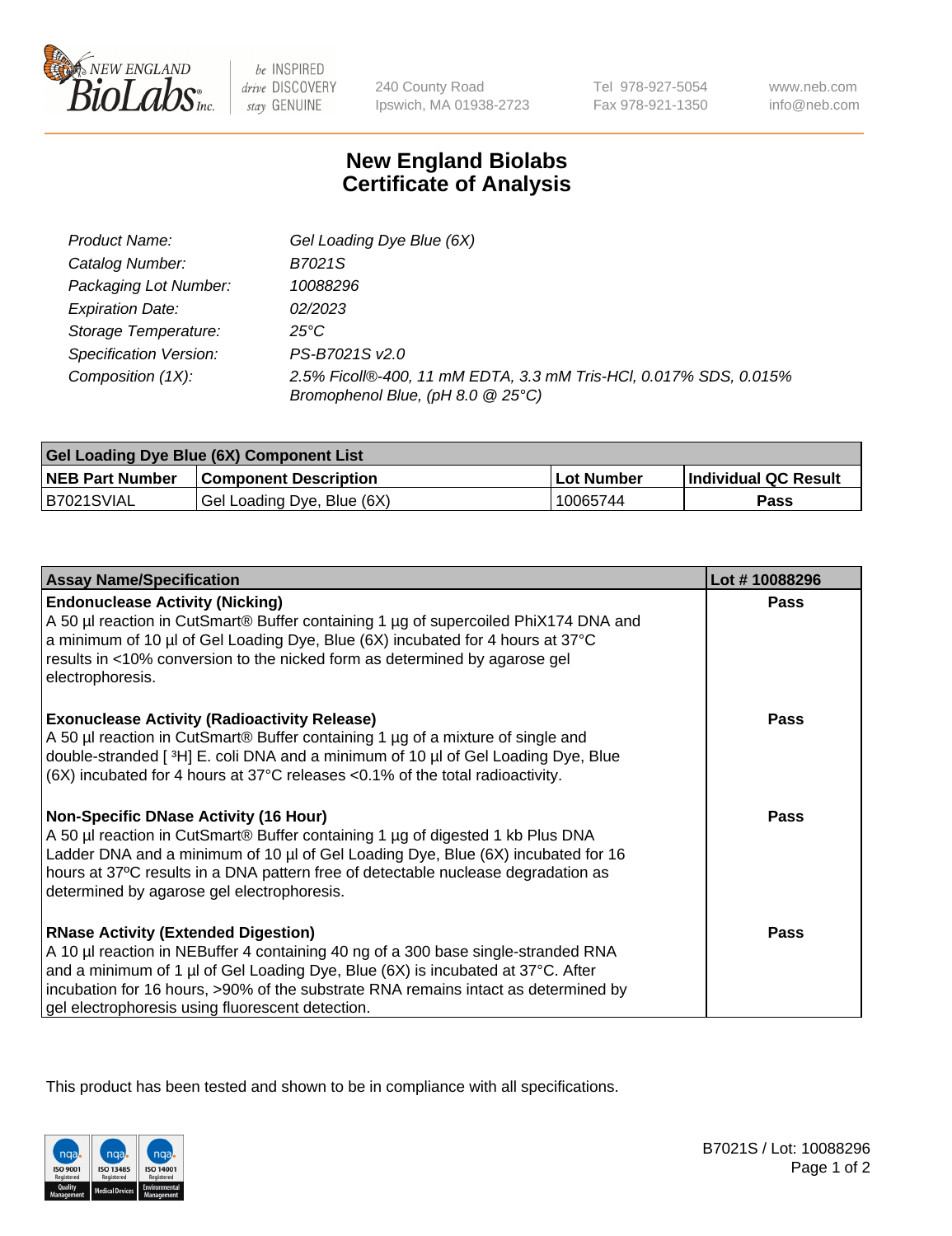# New England Biolabs Certificate of Analysis

| | |
|---|---|
| *Product Name:* | *Gel Loading Dye Blue (6X)* |
| *Catalog Number:* | *B7021S* |
| *Packaging Lot Number:* | *10088296* |
| *Expiration Date:* | *02/2023* |
| *Storage Temperature:* | *25°C* |
| *Specification Version:* | *PS-B7021S v2.0* |
| *Composition (1X):* | *2.5% Ficoll®-400, 11 mM EDTA, 3.3 mM Tris-HCl, 0.017% SDS, 0.015% Bromophenol Blue, (pH 8.0 @ 25°C)* |

| Gel Loading Dye Blue (6X) Component List | | | |
|---|---|---|---|
| **NEB Part Number** | **Component Description** | **Lot Number** | **Individual QC Result** |
| B7021SVIAL | Gel Loading Dye, Blue (6X) | 10065744 | **Pass** |

| Assay Name/Specification | Lot # 10088296 |
|---|---|
| **Endonuclease Activity (Nicking)**<br>A 50 µl reaction in CutSmart® Buffer containing 1 µg of supercoiled PhiX174 DNA and a minimum of 10 µl of Gel Loading Dye, Blue (6X) incubated for 4 hours at 37°C results in <10% conversion to the nicked form as determined by agarose gel electrophoresis. | **Pass** |
| **Exonuclease Activity (Radioactivity Release)**<br>A 50 µl reaction in CutSmart® Buffer containing 1 µg of a mixture of single and double-stranded [ $^3$H] E. coli DNA and a minimum of 10 µl of Gel Loading Dye, Blue (6X) incubated for 4 hours at 37°C releases <0.1% of the total radioactivity. | **Pass** |
| **Non-Specific DNase Activity (16 Hour)**<br>A 50 µl reaction in CutSmart® Buffer containing 1 µg of digested 1 kb Plus DNA Ladder DNA and a minimum of 10 µl of Gel Loading Dye, Blue (6X) incubated for 16 hours at 37ºC results in a DNA pattern free of detectable nuclease degradation as determined by agarose gel electrophoresis. | **Pass** |
| **RNase Activity (Extended Digestion)**<br>A 10 µl reaction in NEBuffer 4 containing 40 ng of a 300 base single-stranded RNA and a minimum of 1 µl of Gel Loading Dye, Blue (6X) is incubated at 37°C. After incubation for 16 hours, >90% of the substrate RNA remains intact as determined by gel electrophoresis using fluorescent detection. | **Pass** |

This product has been tested and shown to be in compliance with all specifications.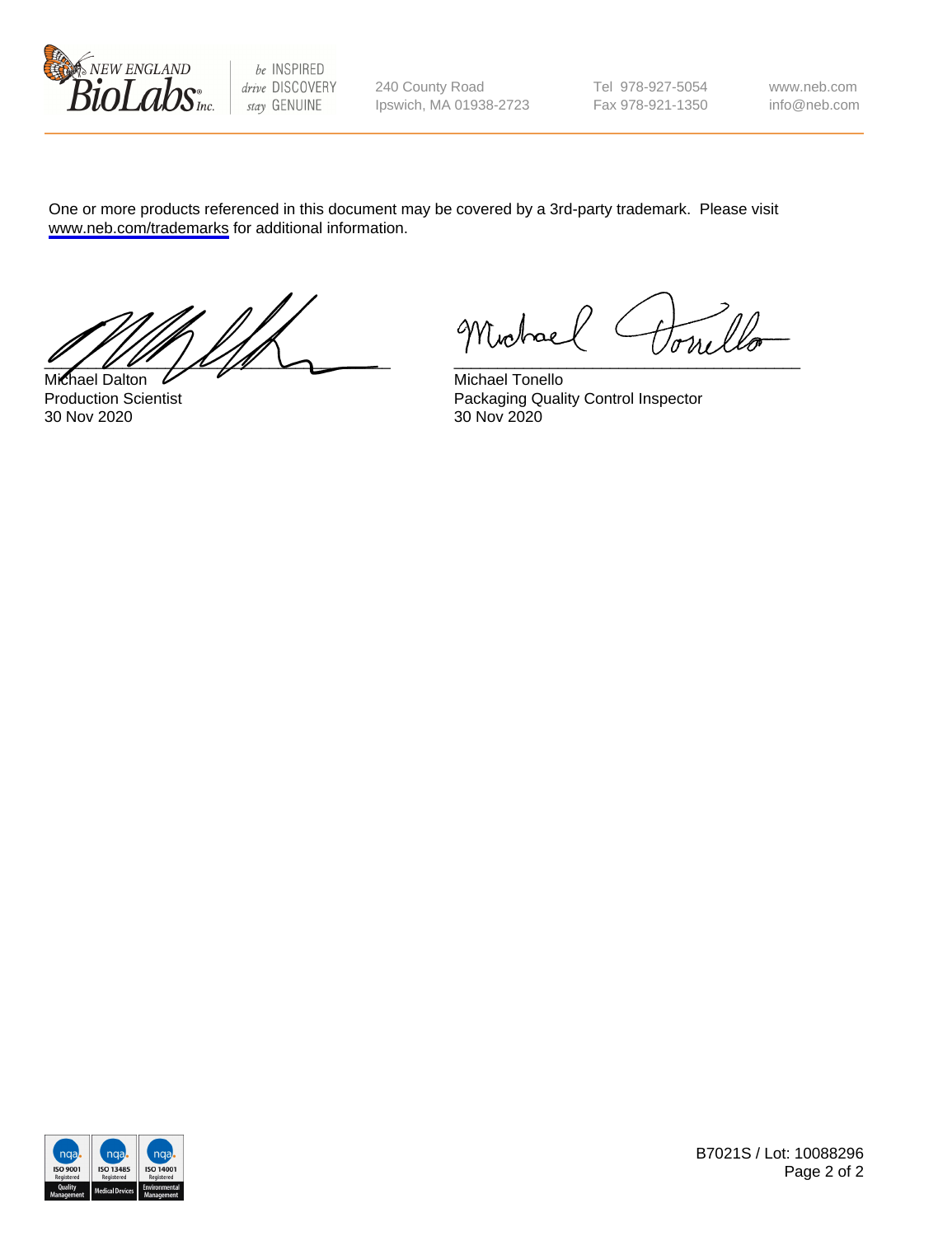One or more products referenced in this document may be covered by a 3rd-party trademark. Please visit www.neb.com/trademarks for additional information.

Michael Dalton
Production Scientist
30 Nov 2020

Michael Tonello
Packaging Quality Control Inspector
30 Nov 2020

B7021S / Lot: 10088296